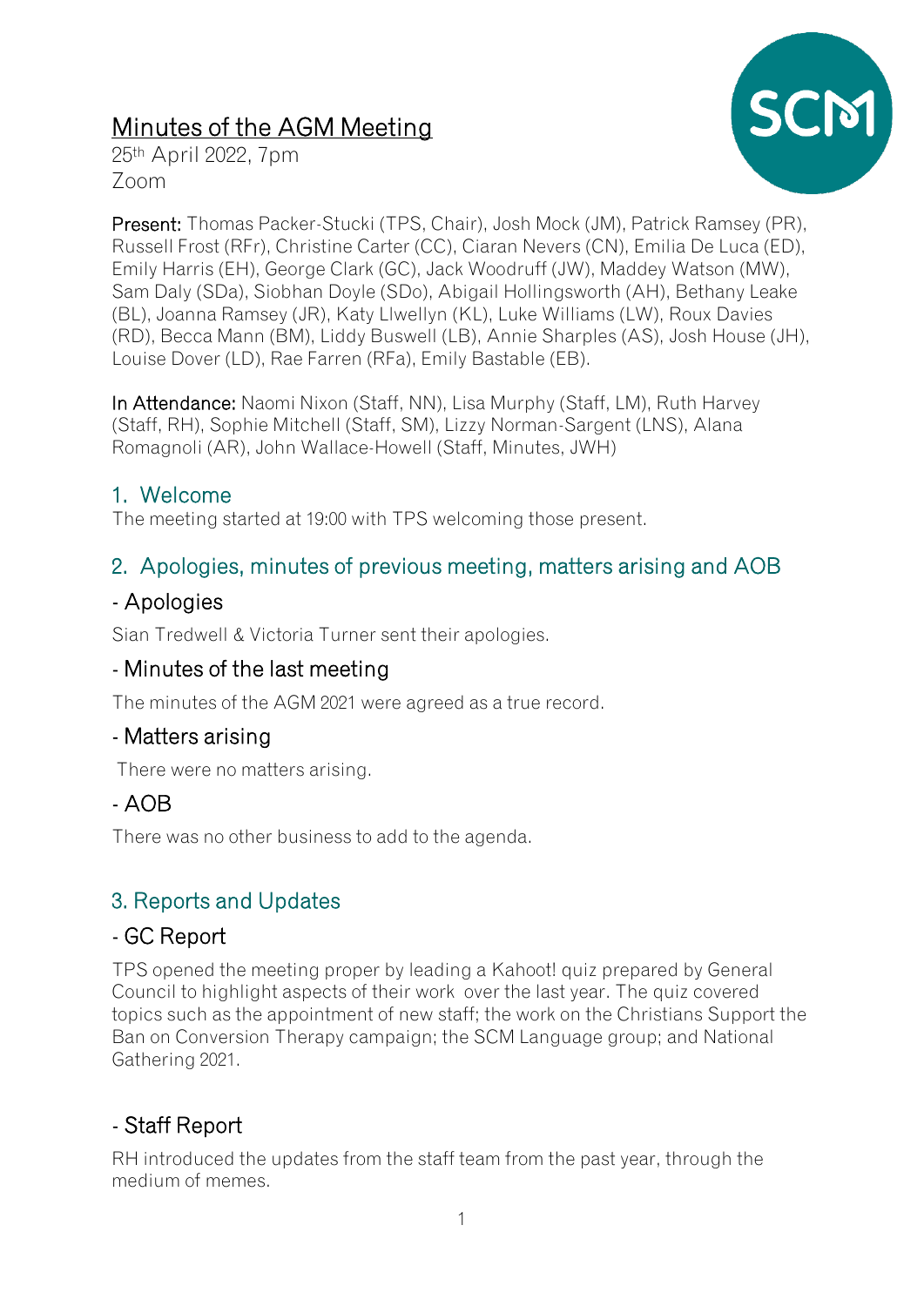# Minutes of the AGM Meeting

25th April 2022, 7pm
Zoom

**Present:** Thomas Packer-Stucki (TPS, Chair), Josh Mock (JM), Patrick Ramsey (PR), Russell Frost (RFr), Christine Carter (CC), Ciaran Nevers (CN), Emilia De Luca (ED), Emily Harris (EH), George Clark (GC), Jack Woodruff (JW), Maddey Watson (MW), Sam Daly (SDa), Siobhan Doyle (SDo), Abigail Hollingsworth (AH), Bethany Leake (BL), Joanna Ramsey (JR), Katy Llwellyn (KL), Luke Williams (LW), Roux Davies (RD), Becca Mann (BM), Liddy Buswell (LB), Annie Sharples (AS), Josh House (JH), Louise Dover (LD), Rae Farren (RFa), Emily Bastable (EB).

**In Attendance:** Naomi Nixon (Staff, NN), Lisa Murphy (Staff, LM), Ruth Harvey (Staff, RH), Sophie Mitchell (Staff, SM), Lizzy Norman-Sargent (LNS), Alana Romagnoli (AR), John Wallace-Howell (Staff, Minutes, JWH)

## 1. Welcome

The meeting started at 19:00 with TPS welcoming those present.

## 2. Apologies, minutes of previous meeting, matters arising and AOB

### - Apologies

Sian Tredwell & Victoria Turner sent their apologies.

### - Minutes of the last meeting

The minutes of the AGM 2021 were agreed as a true record.

### - Matters arising

There were no matters arising.

### - AOB

There was no other business to add to the agenda.

## 3. Reports and Updates

### - GC Report

TPS opened the meeting proper by leading a Kahoot! quiz prepared by General Council to highlight aspects of their work over the last year. The quiz covered topics such as the appointment of new staff; the work on the Christians Support the Ban on Conversion Therapy campaign; the SCM Language group; and National Gathering 2021.

### - Staff Report

RH introduced the updates from the staff team from the past year, through the medium of memes.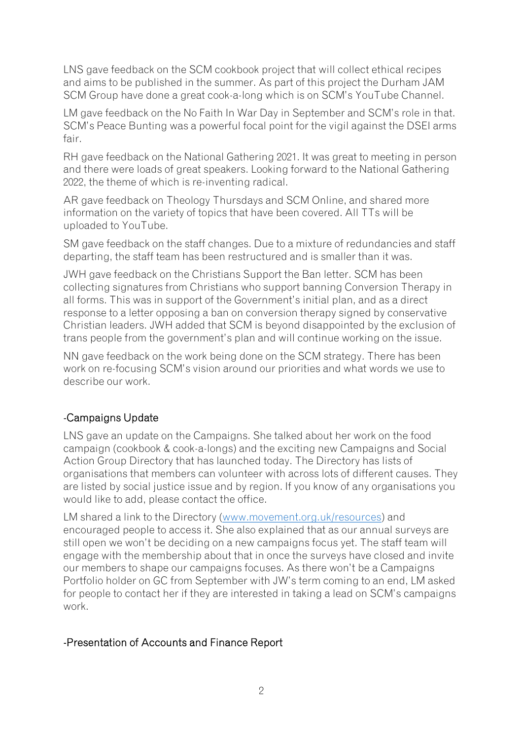LNS gave feedback on the SCM cookbook project that will collect ethical recipes and aims to be published in the summer. As part of this project the Durham JAM SCM Group have done a great cook-a-long which is on SCM's YouTube Channel.

LM gave feedback on the No Faith In War Day in September and SCM's role in that. SCM's Peace Bunting was a powerful focal point for the vigil against the DSEI arms fair.

RH gave feedback on the National Gathering 2021. It was great to meeting in person and there were loads of great speakers. Looking forward to the National Gathering 2022, the theme of which is re-inventing radical.

AR gave feedback on Theology Thursdays and SCM Online, and shared more information on the variety of topics that have been covered. All TTs will be uploaded to YouTube.

SM gave feedback on the staff changes. Due to a mixture of redundancies and staff departing, the staff team has been restructured and is smaller than it was.

JWH gave feedback on the Christians Support the Ban letter. SCM has been collecting signatures from Christians who support banning Conversion Therapy in all forms. This was in support of the Government's initial plan, and as a direct response to a letter opposing a ban on conversion therapy signed by conservative Christian leaders. JWH added that SCM is beyond disappointed by the exclusion of trans people from the government's plan and will continue working on the issue.

NN gave feedback on the work being done on the SCM strategy. There has been work on re-focusing SCM's vision around our priorities and what words we use to describe our work.

## -Campaigns Update

LNS gave an update on the Campaigns. She talked about her work on the food campaign (cookbook & cook-a-longs) and the exciting new Campaigns and Social Action Group Directory that has launched today. The Directory has lists of organisations that members can volunteer with across lots of different causes. They are listed by social justice issue and by region. If you know of any organisations you would like to add, please contact the office.

LM shared a link to the Directory ([www.movement.org.uk/resources](www.movement.org.uk/resources)) and encouraged people to access it. She also explained that as our annual surveys are still open we won't be deciding on a new campaigns focus yet. The staff team will engage with the membership about that in once the surveys have closed and invite our members to shape our campaigns focuses. As there won't be a Campaigns Portfolio holder on GC from September with JW's term coming to an end, LM asked for people to contact her if they are interested in taking a lead on SCM's campaigns work.

## -Presentation of Accounts and Finance Report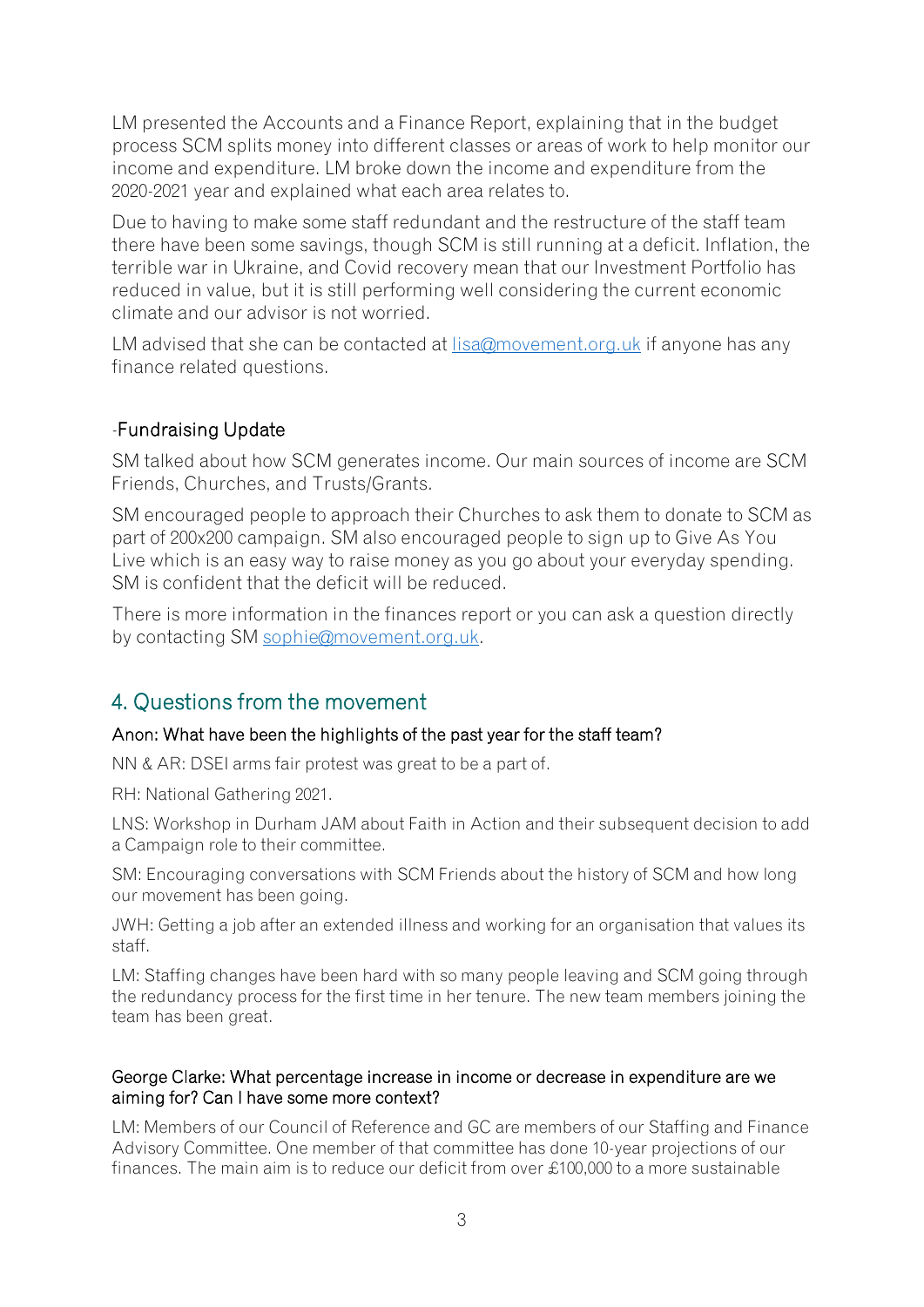LM presented the Accounts and a Finance Report, explaining that in the budget process SCM splits money into different classes or areas of work to help monitor our income and expenditure. LM broke down the income and expenditure from the 2020-2021 year and explained what each area relates to.

Due to having to make some staff redundant and the restructure of the staff team there have been some savings, though SCM is still running at a deficit. Inflation, the terrible war in Ukraine, and Covid recovery mean that our Investment Portfolio has reduced in value, but it is still performing well considering the current economic climate and our advisor is not worried.

LM advised that she can be contacted at lisa@movement.org.uk if anyone has any finance related questions.

### -Fundraising Update

SM talked about how SCM generates income. Our main sources of income are SCM Friends, Churches, and Trusts/Grants.

SM encouraged people to approach their Churches to ask them to donate to SCM as part of 200x200 campaign. SM also encouraged people to sign up to Give As You Live which is an easy way to raise money as you go about your everyday spending. SM is confident that the deficit will be reduced.

There is more information in the finances report or you can ask a question directly by contacting SM sophie@movement.org.uk.

## 4. Questions from the movement

#### Anon: What have been the highlights of the past year for the staff team?

NN & AR: DSEI arms fair protest was great to be a part of.

RH: National Gathering 2021.

LNS: Workshop in Durham JAM about Faith in Action and their subsequent decision to add a Campaign role to their committee.

SM: Encouraging conversations with SCM Friends about the history of SCM and how long our movement has been going.

JWH: Getting a job after an extended illness and working for an organisation that values its staff.

LM: Staffing changes have been hard with so many people leaving and SCM going through the redundancy process for the first time in her tenure. The new team members joining the team has been great.

#### George Clarke: What percentage increase in income or decrease in expenditure are we aiming for? Can I have some more context?

LM: Members of our Council of Reference and GC are members of our Staffing and Finance Advisory Committee. One member of that committee has done 10-year projections of our finances. The main aim is to reduce our deficit from over £100,000 to a more sustainable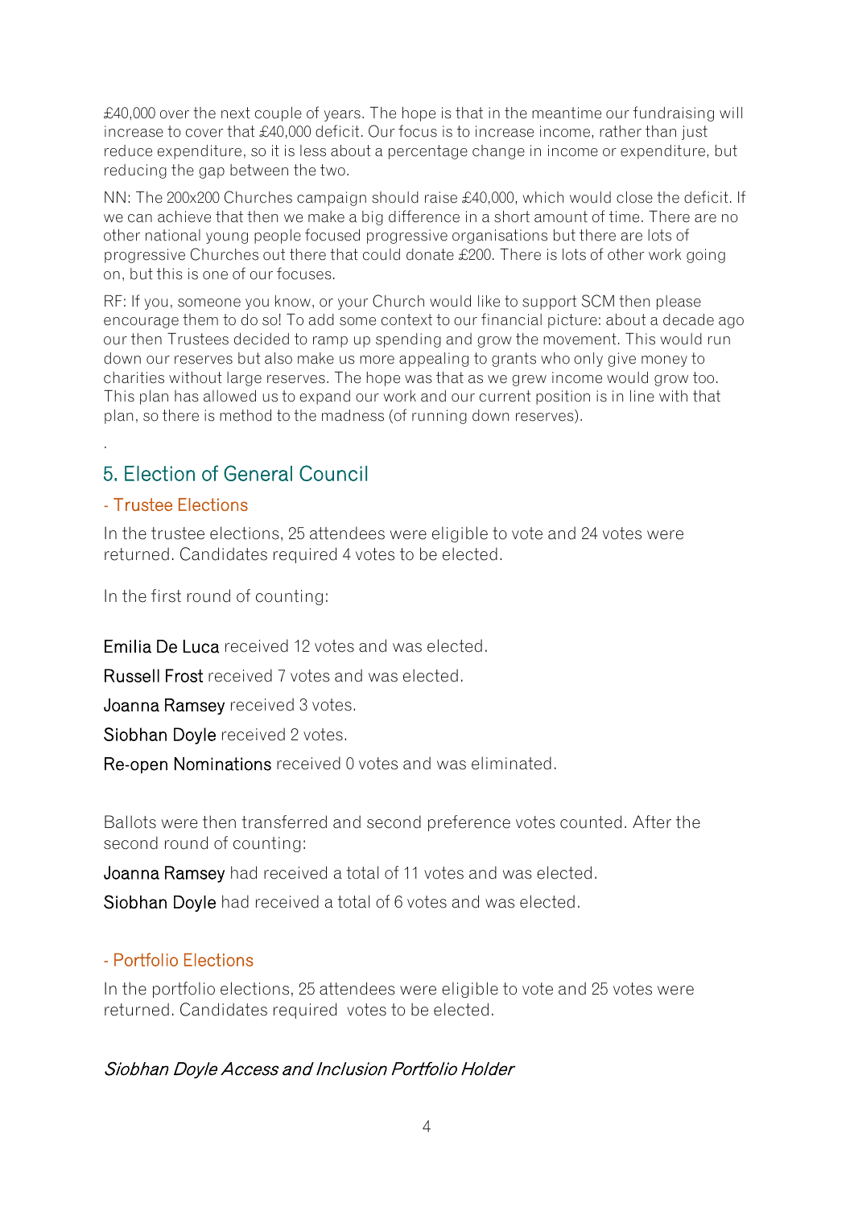£40,000 over the next couple of years. The hope is that in the meantime our fundraising will increase to cover that £40,000 deficit. Our focus is to increase income, rather than just reduce expenditure, so it is less about a percentage change in income or expenditure, but reducing the gap between the two.

NN: The 200x200 Churches campaign should raise £40,000, which would close the deficit. If we can achieve that then we make a big difference in a short amount of time. There are no other national young people focused progressive organisations but there are lots of progressive Churches out there that could donate £200. There is lots of other work going on, but this is one of our focuses.

RF: If you, someone you know, or your Church would like to support SCM then please encourage them to do so! To add some context to our financial picture: about a decade ago our then Trustees decided to ramp up spending and grow the movement. This would run down our reserves but also make us more appealing to grants who only give money to charities without large reserves. The hope was that as we grew income would grow too. This plan has allowed us to expand our work and our current position is in line with that plan, so there is method to the madness (of running down reserves).

.

## 5. Election of General Council

### - Trustee Elections

In the trustee elections, 25 attendees were eligible to vote and 24 votes were returned. Candidates required 4 votes to be elected.

In the first round of counting:

Emilia De Luca received 12 votes and was elected.

Russell Frost received 7 votes and was elected.

Joanna Ramsey received 3 votes.

Siobhan Doyle received 2 votes.

Re-open Nominations received 0 votes and was eliminated.

Ballots were then transferred and second preference votes counted. After the second round of counting:

Joanna Ramsey had received a total of 11 votes and was elected.

Siobhan Doyle had received a total of 6 votes and was elected.

### - Portfolio Elections

In the portfolio elections, 25 attendees were eligible to vote and 25 votes were returned. Candidates required  votes to be elected.

*Siobhan Doyle Access and Inclusion Portfolio Holder*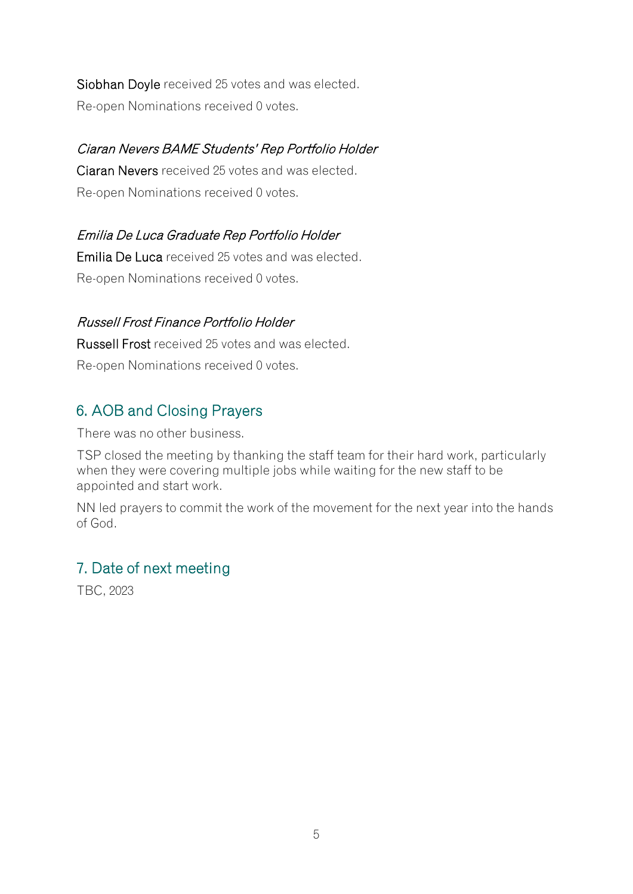Siobhan Doyle received 25 votes and was elected.

Re-open Nominations received 0 votes.

*Ciaran Nevers BAME Students' Rep Portfolio Holder*

Ciaran Nevers received 25 votes and was elected.

Re-open Nominations received 0 votes.

*Emilia De Luca Graduate Rep Portfolio Holder*

Emilia De Luca received 25 votes and was elected.

Re-open Nominations received 0 votes.

*Russell Frost Finance Portfolio Holder*

Russell Frost received 25 votes and was elected.

Re-open Nominations received 0 votes.

## 6. AOB and Closing Prayers

There was no other business.

TSP closed the meeting by thanking the staff team for their hard work, particularly when they were covering multiple jobs while waiting for the new staff to be appointed and start work.

NN led prayers to commit the work of the movement for the next year into the hands of God.

## 7. Date of next meeting

TBC, 2023